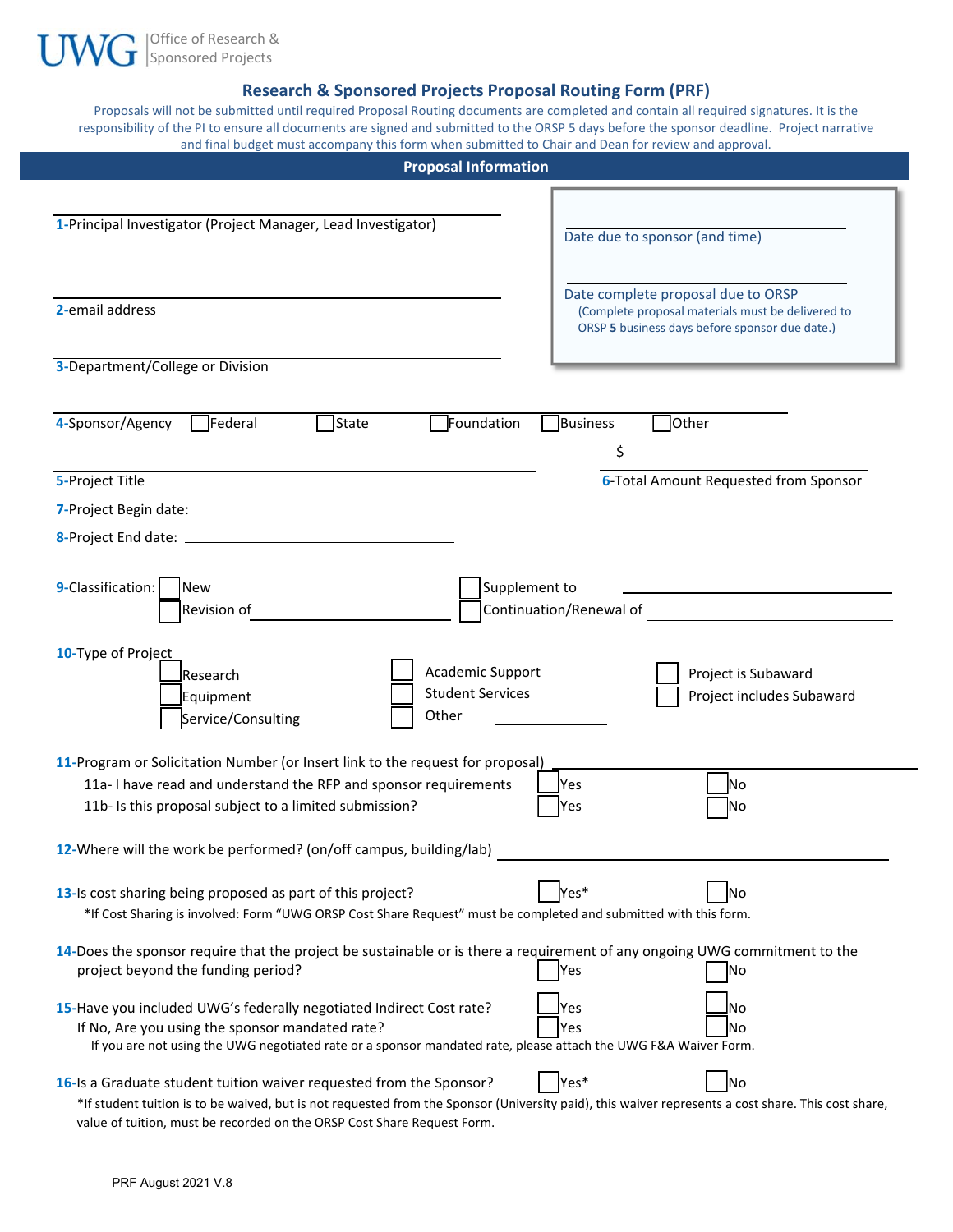UWG | Office of Research & Sponsored Projects

# Research & Sponsored Projects Proposal Routing Form (PRF)

Proposals will not be submitted until required Proposal Routing documents are completed and contain all required signatures. It is the responsibility of the PI to ensure all documents are signed and submitted to the ORSP 5 days before the sponsor deadline. Project narrative and final budget must accompany this form when submitted to Chair and Dean for review and approval.

## Proposal Information

**1**-Principal Investigator (Project Manager, Lead Investigator)

Date due to sponsor (and time)

**2**-email address

Date complete proposal due to ORSP
(Complete proposal materials must be delivered to ORSP **5** business days before sponsor due date.)

**3**-Department/College or Division

**4**-Sponsor/Agency ☐ Federal ☐ State ☐ Foundation ☐ Business ☐ Other

**5**-Project Title

**6**-Total Amount Requested from Sponsor $

**7**-Project Begin date: ______________________

**8**-Project End date: ______________________

**9**-Classification: ☐ New ☐ Supplement to ______________________
☐ Revision of ______________________ ☐ Continuation/Renewal of ______________________

**10**-Type of Project
☐ Research ☐ Academic Support ☐ Project is Subaward
☐ Equipment ☐ Student Services ☐ Project includes Subaward
☐ Service/Consulting ☐ Other ______________

**11**-Program or Solicitation Number (or Insert link to the request for proposal) ______________________

11a- I have read and understand the RFP and sponsor requirements ☐ Yes ☐ No

11b- Is this proposal subject to a limited submission? ☐ Yes ☐ No

**12**-Where will the work be performed? (on/off campus, building/lab) ______________________

**13**-Is cost sharing being proposed as part of this project? ☐ Yes* ☐ No

*If Cost Sharing is involved: Form "UWG ORSP Cost Share Request" must be completed and submitted with this form.

**14**-Does the sponsor require that the project be sustainable or is there a requirement of any ongoing UWG commitment to the project beyond the funding period? ☐ Yes ☐ No

**15**-Have you included UWG's federally negotiated Indirect Cost rate? ☐ Yes ☐ No

If No, Are you using the sponsor mandated rate? ☐ Yes ☐ No

If you are not using the UWG negotiated rate or a sponsor mandated rate, please attach the UWG F&A Waiver Form.

**16**-Is a Graduate student tuition waiver requested from the Sponsor? ☐ Yes* ☐ No

*If student tuition is to be waived, but is not requested from the Sponsor (University paid), this waiver represents a cost share. This cost share, value of tuition, must be recorded on the ORSP Cost Share Request Form.

PRF August 2021 V.8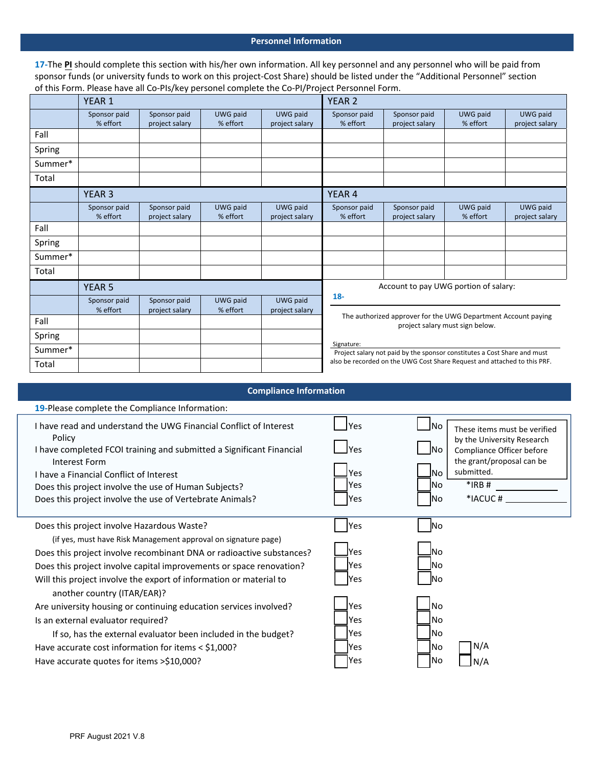## Personnel Information

**17-**The **PI** should complete this section with his/her own information. All key personnel and any personnel who will be paid from sponsor funds (or university funds to work on this project-Cost Share) should be listed under the "Additional Personnel" section of this Form. Please have all Co-PIs/key personel complete the Co-PI/Project Personnel Form.

| | YEAR 1 | | | | YEAR 2 | | | |
|---|---|---|---|---|---|---|---|---|
| | Sponsor paid % effort | Sponsor paid project salary | UWG paid % effort | UWG paid project salary | Sponsor paid % effort | Sponsor paid project salary | UWG paid % effort | UWG paid project salary |
| Fall | | | | | | | | |
| Spring | | | | | | | | |
| Summer* | | | | | | | | |
| Total | | | | | | | | |

| | YEAR 3 | | | | YEAR 4 | | | |
|---|---|---|---|---|---|---|---|---|
| | Sponsor paid % effort | Sponsor paid project salary | UWG paid % effort | UWG paid project salary | Sponsor paid % effort | Sponsor paid project salary | UWG paid % effort | UWG paid project salary |
| Fall | | | | | | | | |
| Spring | | | | | | | | |
| Summer* | | | | | | | | |
| Total | | | | | | | | |

| | YEAR 5 | | | |
|---|---|---|---|---|
| | Sponsor paid % effort | Sponsor paid project salary | UWG paid % effort | UWG paid project salary |
| Fall | | | | |
| Spring | | | | |
| Summer* | | | | |
| Total | | | | |

Account to pay UWG portion of salary:

**18-** ______________________________

The authorized approver for the UWG Department Account paying project salary must sign below.

Signature: ______________________________

Project salary not paid by the sponsor constitutes a Cost Share and must also be recorded on the UWG Cost Share Request and attached to this PRF.

## Compliance Information

**19-**Please complete the Compliance Information:

| Question | | | |
|---|---|---|---|
| I have read and understand the UWG Financial Conflict of Interest Policy | ☐ Yes | ☐ No | These items must be verified by the University Research Compliance Officer before the grant/proposal can be submitted. |
| I have completed FCOI training and submitted a Significant Financial Interest Form | ☐ Yes | ☐ No | |
| I have a Financial Conflict of Interest | ☐ Yes | ☐ No | |
| Does this project involve the use of Human Subjects? | ☐ Yes | ☐ No | *IRB # ________ |
| Does this project involve the use of Vertebrate Animals? | ☐ Yes | ☐ No | *IACUC # ________ |
| Does this project involve Hazardous Waste? (if yes, must have Risk Management approval on signature page) | ☐ Yes | ☐ No | |
| Does this project involve recombinant DNA or radioactive substances? | ☐ Yes | ☐ No | |
| Does this project involve capital improvements or space renovation? | ☐ Yes | ☐ No | |
| Will this project involve the export of information or material to another country (ITAR/EAR)? | ☐ Yes | ☐ No | |
| Are university housing or continuing education services involved? | ☐ Yes | ☐ No | |
| Is an external evaluator required? | ☐ Yes | ☐ No | |
| If so, has the external evaluator been included in the budget? | ☐ Yes | ☐ No | |
| Have accurate cost information for items < $1,000? | ☐ Yes | ☐ No | ☐ N/A |
| Have accurate quotes for items >$10,000? | ☐ Yes | ☐ No | ☐ N/A |

PRF August 2021 V.8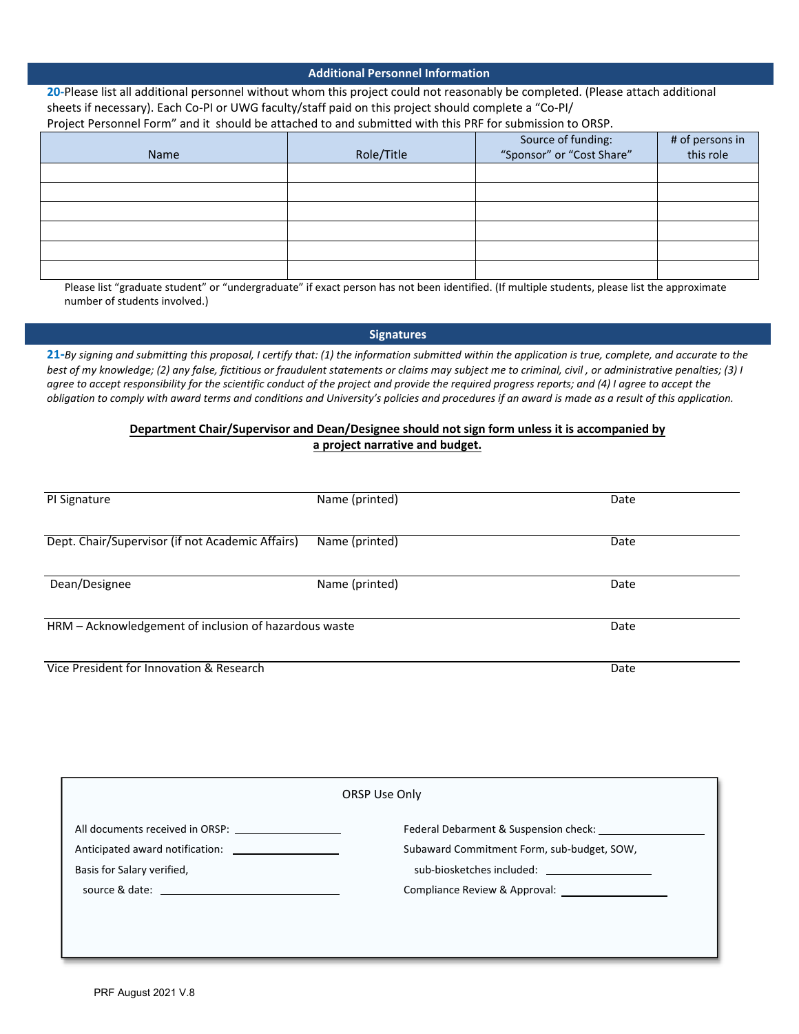## Additional Personnel Information

**20-** Please list all additional personnel without whom this project could not reasonably be completed. (Please attach additional sheets if necessary). Each Co-PI or UWG faculty/staff paid on this project should complete a "Co-PI/ Project Personnel Form" and it should be attached to and submitted with this PRF for submission to ORSP.

| Name | Role/Title | Source of funding: "Sponsor" or "Cost Share" | # of persons in this role |
|---|---|---|---|
| | | | |
| | | | |
| | | | |
| | | | |
| | | | |
| | | | |

Please list "graduate student" or "undergraduate" if exact person has not been identified. (If multiple students, please list the approximate number of students involved.)

## Signatures

**21-** *By signing and submitting this proposal, I certify that: (1) the information submitted within the application is true, complete, and accurate to the best of my knowledge; (2) any false, fictitious or fraudulent statements or claims may subject me to criminal, civil , or administrative penalties; (3) I agree to accept responsibility for the scientific conduct of the project and provide the required progress reports; and (4) I agree to accept the obligation to comply with award terms and conditions and University's policies and procedures if an award is made as a result of this application.*

**Department Chair/Supervisor and Dean/Designee should not sign form unless it is accompanied by a project narrative and budget.**

PI Signature ____________ Name (printed) ____________ Date ____________

Dept. Chair/Supervisor (if not Academic Affairs) ____________ Name (printed) ____________ Date ____________

Dean/Designee ____________ Name (printed) ____________ Date ____________

HRM – Acknowledgement of inclusion of hazardous waste ____________ Date ____________

Vice President for Innovation & Research ____________ Date ____________

---

**ORSP Use Only**

All documents received in ORSP: ____________

Anticipated award notification: ____________

Basis for Salary verified, source & date: ____________

Federal Debarment & Suspension check: ____________

Subaward Commitment Form, sub-budget, SOW, sub-biosketches included: ____________

Compliance Review & Approval: ____________

PRF August 2021 V.8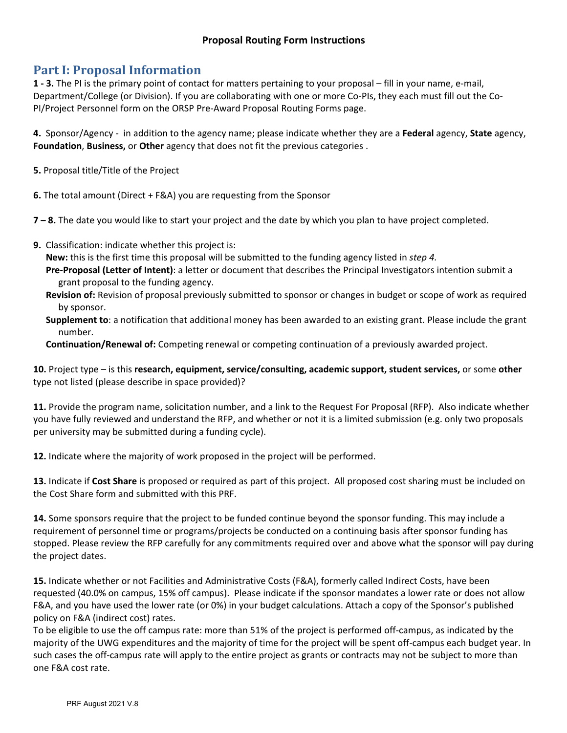**Proposal Routing Form Instructions**

## Part I: Proposal Information

**1 - 3.** The PI is the primary point of contact for matters pertaining to your proposal – fill in your name, e-mail, Department/College (or Division). If you are collaborating with one or more Co-PIs, they each must fill out the Co-PI/Project Personnel form on the ORSP Pre-Award Proposal Routing Forms page.

**4.** Sponsor/Agency - in addition to the agency name; please indicate whether they are a **Federal** agency, **State** agency, **Foundation**, **Business,** or **Other** agency that does not fit the previous categories .

**5.** Proposal title/Title of the Project

**6.** The total amount (Direct + F&A) you are requesting from the Sponsor

**7 – 8.** The date you would like to start your project and the date by which you plan to have project completed.

**9.** Classification: indicate whether this project is:

- **New:** this is the first time this proposal will be submitted to the funding agency listed in *step 4.*
- **Pre-Proposal (Letter of Intent)**: a letter or document that describes the Principal Investigators intention submit a grant proposal to the funding agency.
- **Revision of:** Revision of proposal previously submitted to sponsor or changes in budget or scope of work as required by sponsor.
- **Supplement to**: a notification that additional money has been awarded to an existing grant. Please include the grant number.
- **Continuation/Renewal of:** Competing renewal or competing continuation of a previously awarded project.

**10.** Project type – is this **research, equipment, service/consulting, academic support, student services,** or some **other** type not listed (please describe in space provided)?

**11.** Provide the program name, solicitation number, and a link to the Request For Proposal (RFP). Also indicate whether you have fully reviewed and understand the RFP, and whether or not it is a limited submission (e.g. only two proposals per university may be submitted during a funding cycle).

**12.** Indicate where the majority of work proposed in the project will be performed.

**13.** Indicate if **Cost Share** is proposed or required as part of this project. All proposed cost sharing must be included on the Cost Share form and submitted with this PRF.

**14.** Some sponsors require that the project to be funded continue beyond the sponsor funding. This may include a requirement of personnel time or programs/projects be conducted on a continuing basis after sponsor funding has stopped. Please review the RFP carefully for any commitments required over and above what the sponsor will pay during the project dates.

**15.** Indicate whether or not Facilities and Administrative Costs (F&A), formerly called Indirect Costs, have been requested (40.0% on campus, 15% off campus). Please indicate if the sponsor mandates a lower rate or does not allow F&A, and you have used the lower rate (or 0%) in your budget calculations. Attach a copy of the Sponsor's published policy on F&A (indirect cost) rates.
To be eligible to use the off campus rate: more than 51% of the project is performed off-campus, as indicated by the majority of the UWG expenditures and the majority of time for the project will be spent off-campus each budget year. In such cases the off-campus rate will apply to the entire project as grants or contracts may not be subject to more than one F&A cost rate.

PRF August 2021 V.8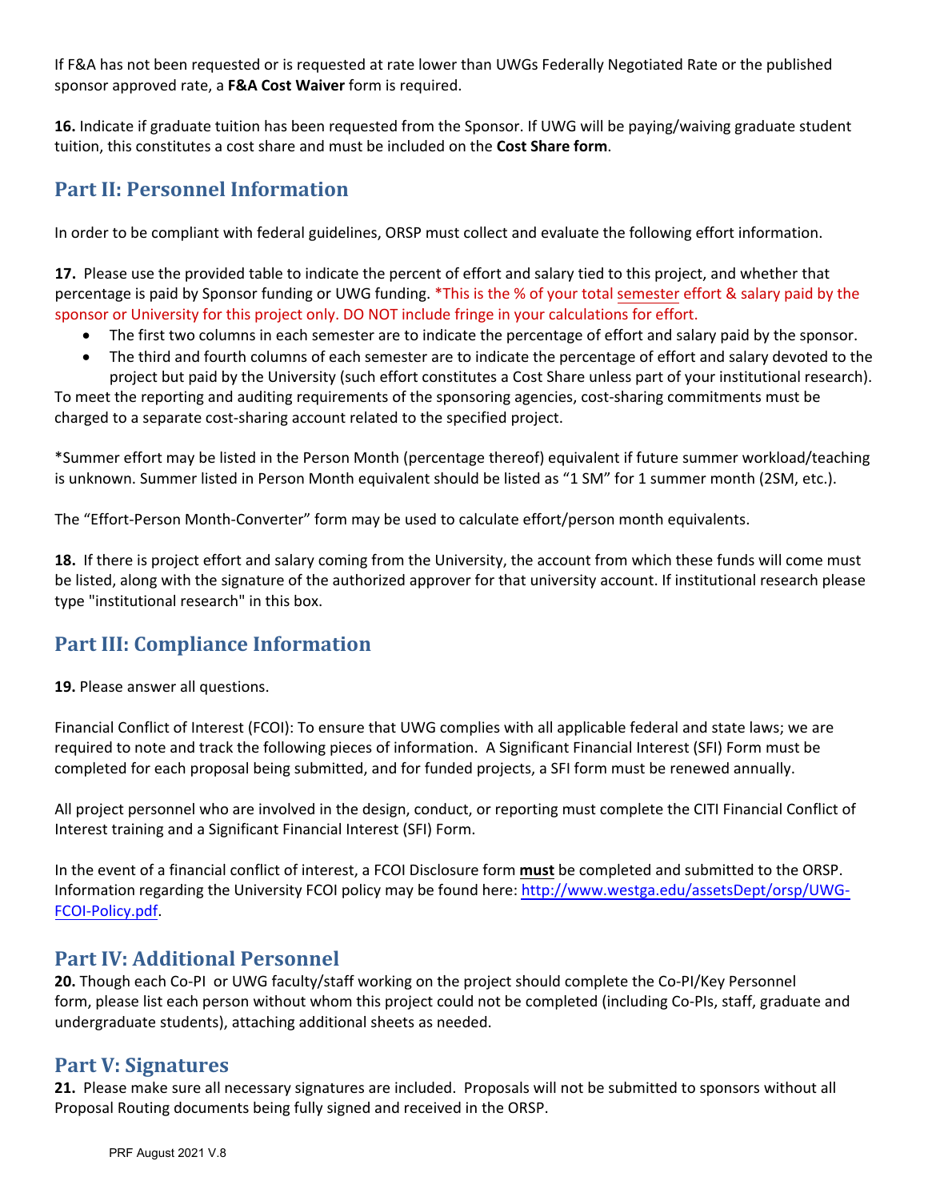If F&A has not been requested or is requested at rate lower than UWGs Federally Negotiated Rate or the published sponsor approved rate, a **F&A Cost Waiver** form is required.

**16.** Indicate if graduate tuition has been requested from the Sponsor. If UWG will be paying/waiving graduate student tuition, this constitutes a cost share and must be included on the **Cost Share form**.

## Part II: Personnel Information

In order to be compliant with federal guidelines, ORSP must collect and evaluate the following effort information.

**17.** Please use the provided table to indicate the percent of effort and salary tied to this project, and whether that percentage is paid by Sponsor funding or UWG funding. *This is the % of your total semester effort & salary paid by the sponsor or University for this project only. DO NOT include fringe in your calculations for effort.

- The first two columns in each semester are to indicate the percentage of effort and salary paid by the sponsor.
- The third and fourth columns of each semester are to indicate the percentage of effort and salary devoted to the project but paid by the University (such effort constitutes a Cost Share unless part of your institutional research).

To meet the reporting and auditing requirements of the sponsoring agencies, cost-sharing commitments must be charged to a separate cost-sharing account related to the specified project.

*Summer effort may be listed in the Person Month (percentage thereof) equivalent if future summer workload/teaching is unknown. Summer listed in Person Month equivalent should be listed as "1 SM" for 1 summer month (2SM, etc.).

The "Effort-Person Month-Converter" form may be used to calculate effort/person month equivalents.

**18.** If there is project effort and salary coming from the University, the account from which these funds will come must be listed, along with the signature of the authorized approver for that university account. If institutional research please type "institutional research" in this box.

## Part III: Compliance Information

**19.** Please answer all questions.

Financial Conflict of Interest (FCOI): To ensure that UWG complies with all applicable federal and state laws; we are required to note and track the following pieces of information. A Significant Financial Interest (SFI) Form must be completed for each proposal being submitted, and for funded projects, a SFI form must be renewed annually.

All project personnel who are involved in the design, conduct, or reporting must complete the CITI Financial Conflict of Interest training and a Significant Financial Interest (SFI) Form.

In the event of a financial conflict of interest, a FCOI Disclosure form **must** be completed and submitted to the ORSP. Information regarding the University FCOI policy may be found here: http://www.westga.edu/assetsDept/orsp/UWG-FCOI-Policy.pdf.

## Part IV: Additional Personnel

**20.** Though each Co-PI or UWG faculty/staff working on the project should complete the Co-PI/Key Personnel form, please list each person without whom this project could not be completed (including Co-PIs, staff, graduate and undergraduate students), attaching additional sheets as needed.

## Part V: Signatures

**21.** Please make sure all necessary signatures are included. Proposals will not be submitted to sponsors without all Proposal Routing documents being fully signed and received in the ORSP.

PRF August 2021 V.8